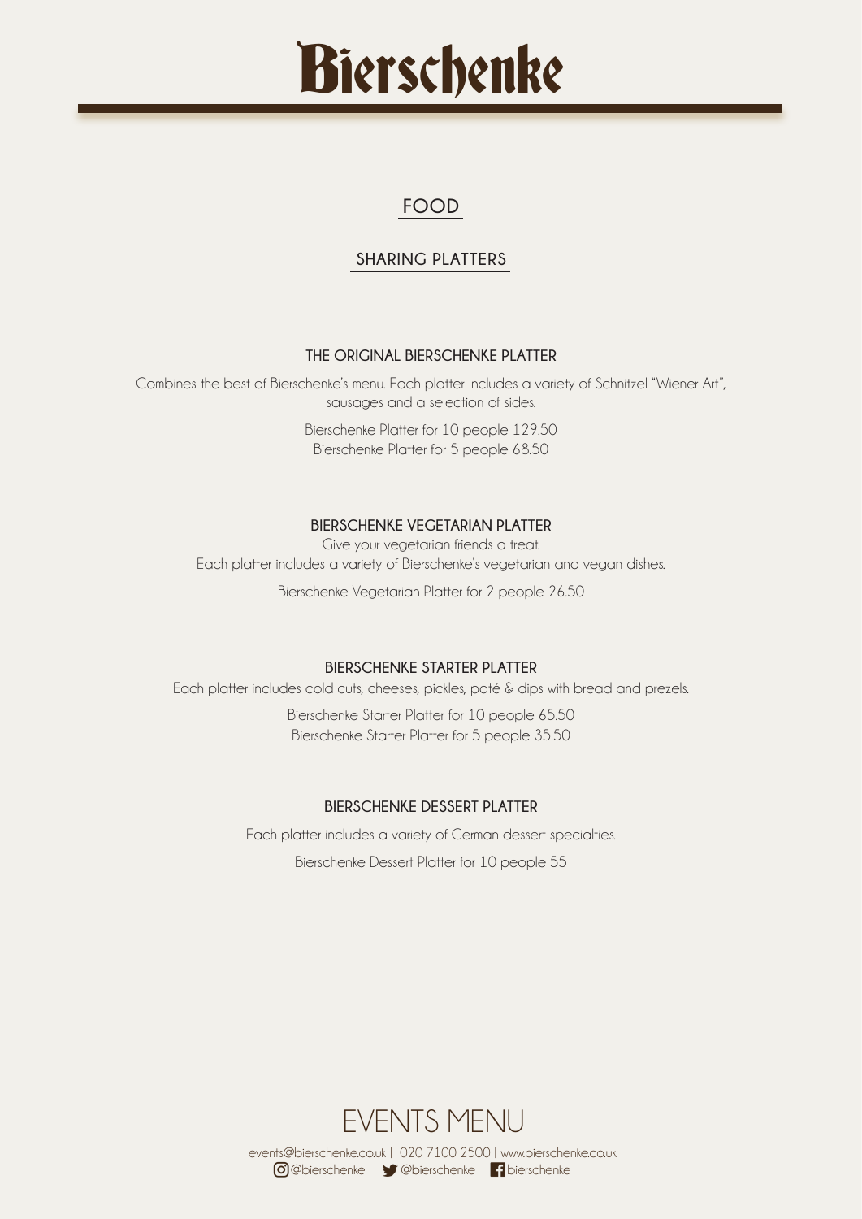# Bierschenke

## FOOD

### SHARING PLATTERS

#### THE ORIGINAL BIERSCHENKE PLATTER

Combines the best of Bierschenke's menu. Each platter includes a variety of Schnitzel "Wiener Art", sausages and a selection of sides.

Bierschenke Platter for 10 people 129.50
Bierschenke Platter for 5 people 68.50

#### BIERSCHENKE VEGETARIAN PLATTER

Give your vegetarian friends a treat.
Each platter includes a variety of Bierschenke's vegetarian and vegan dishes.

Bierschenke Vegetarian Platter for 2 people 26.50

#### BIERSCHENKE STARTER PLATTER

Each platter includes cold cuts, cheeses, pickles, paté & dips with bread and prezels.

Bierschenke Starter Platter for 10 people 65.50
Bierschenke Starter Platter for 5 people 35.50

#### BIERSCHENKE DESSERT PLATTER

Each platter includes a variety of German dessert specialties.

Bierschenke Dessert Platter for 10 people 55

EVENTS MENU

events@bierschenke.co.uk | 020 7100 2500 | www.bierschenke.co.uk
@bierschenke @bierschenke bierschenke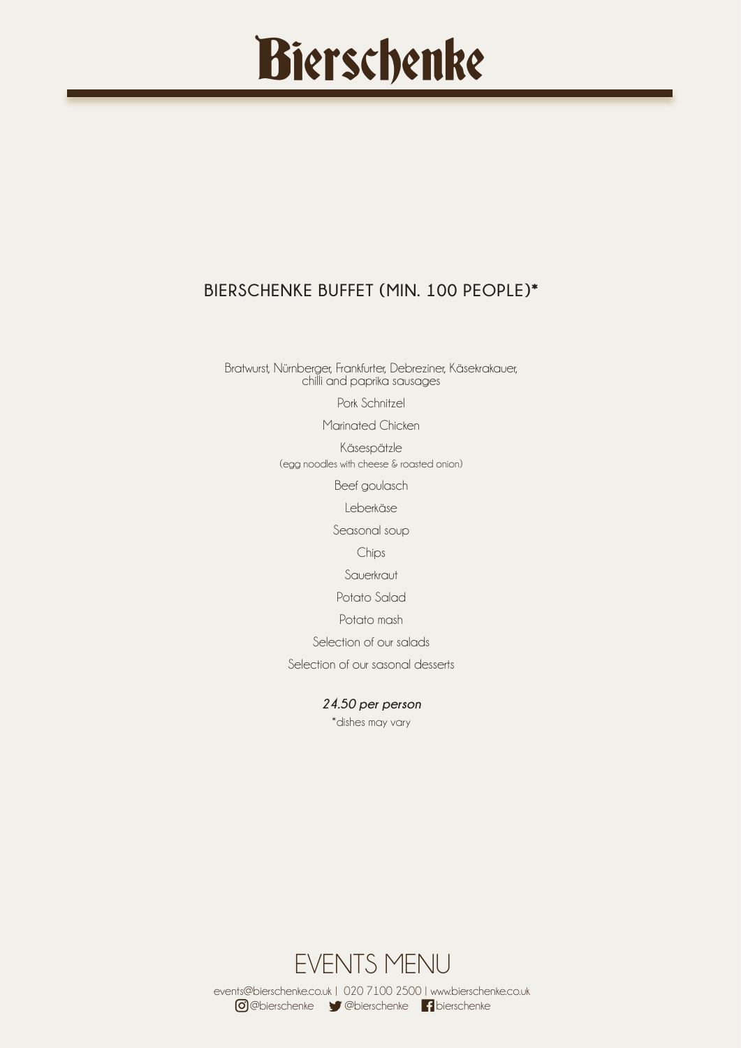# Bierschenke

## BIERSCHENKE BUFFET (MIN. 100 PEOPLE)*

Bratwurst, Nürnberger, Frankfurter, Debreziner, Käsekrakauer, chilli and paprika sausages

Pork Schnitzel

Marinated Chicken

Käsespätzle
(egg noodles with cheese & roasted onion)

Beef goulasch

Leberkäse

Seasonal soup

Chips

Sauerkraut

Potato Salad

Potato mash

Selection of our salads

Selection of our sasonal desserts

***24.50 per person***

*dishes may vary

## EVENTS MENU

events@bierschenke.co.uk | 020 7100 2500 | www.bierschenke.co.uk
@bierschenke @bierschenke bierschenke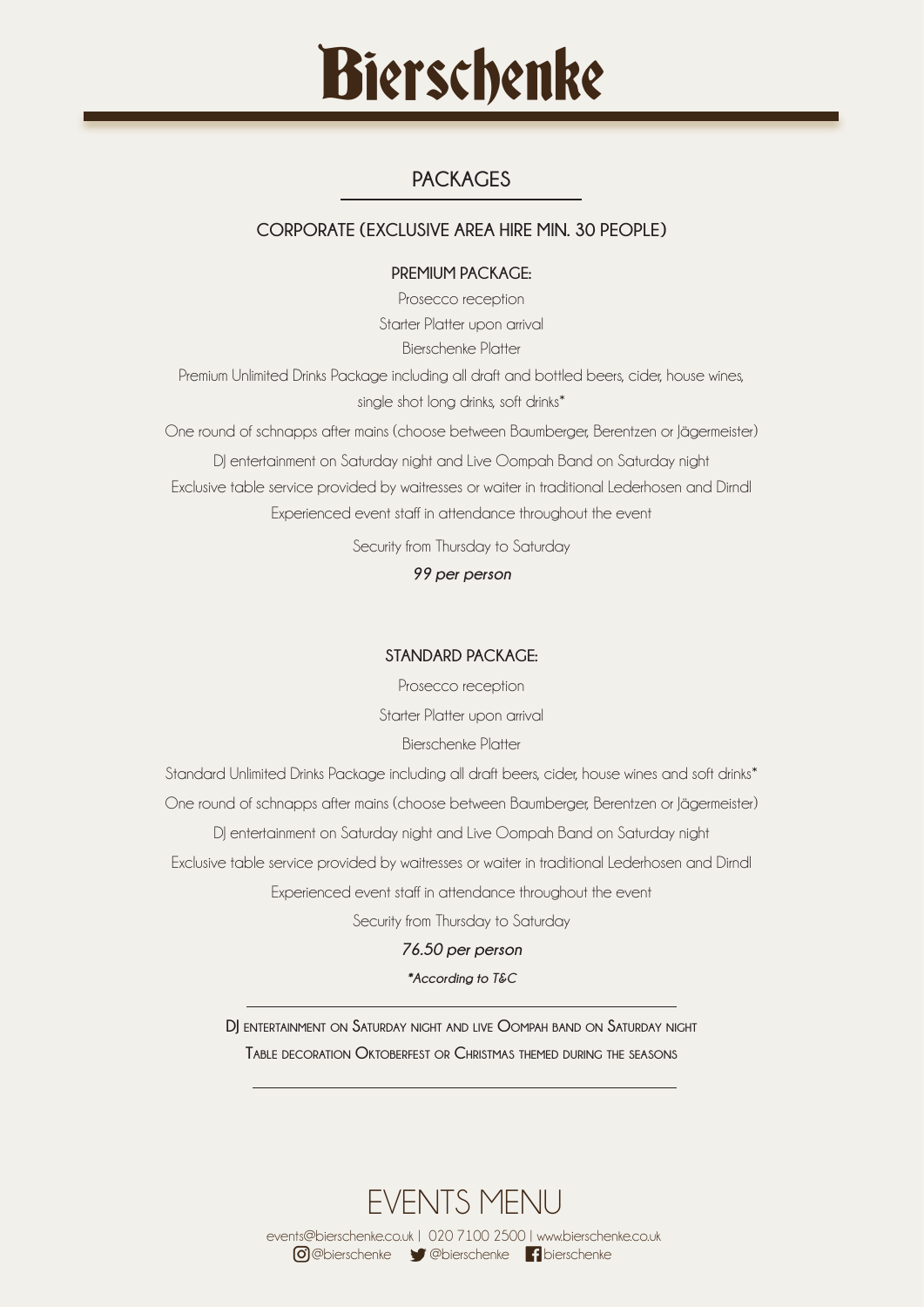# Bierschenke

## PACKAGES

### CORPORATE (EXCLUSIVE AREA HIRE MIN. 30 PEOPLE)

**PREMIUM PACKAGE:**

Prosecco reception

Starter Platter upon arrival

Bierschenke Platter

Premium Unlimited Drinks Package including all draft and bottled beers, cider, house wines, single shot long drinks, soft drinks*

One round of schnapps after mains (choose between Baumberger, Berentzen or Jägermeister)

DJ entertainment on Saturday night and Live Oompah Band on Saturday night

Exclusive table service provided by waitresses or waiter in traditional Lederhosen and Dirndl

Experienced event staff in attendance throughout the event

Security from Thursday to Saturday

***99 per person***

**STANDARD PACKAGE:**

Prosecco reception

Starter Platter upon arrival

Bierschenke Platter

Standard Unlimited Drinks Package including all draft beers, cider, house wines and soft drinks*

One round of schnapps after mains (choose between Baumberger, Berentzen or Jägermeister)

DJ entertainment on Saturday night and Live Oompah Band on Saturday night

Exclusive table service provided by waitresses or waiter in traditional Lederhosen and Dirndl

Experienced event staff in attendance throughout the event

Security from Thursday to Saturday

***76.50 per person***

***According to T&C*

---

DJ ENTERTAINMENT ON SATURDAY NIGHT AND LIVE OOMPAH BAND ON SATURDAY NIGHT

TABLE DECORATION OKTOBERFEST OR CHRISTMAS THEMED DURING THE SEASONS

---

EVENTS MENU

events@bierschenke.co.uk | 020 7100 2500 | www.bierschenke.co.uk

@bierschenke @bierschenke bierschenke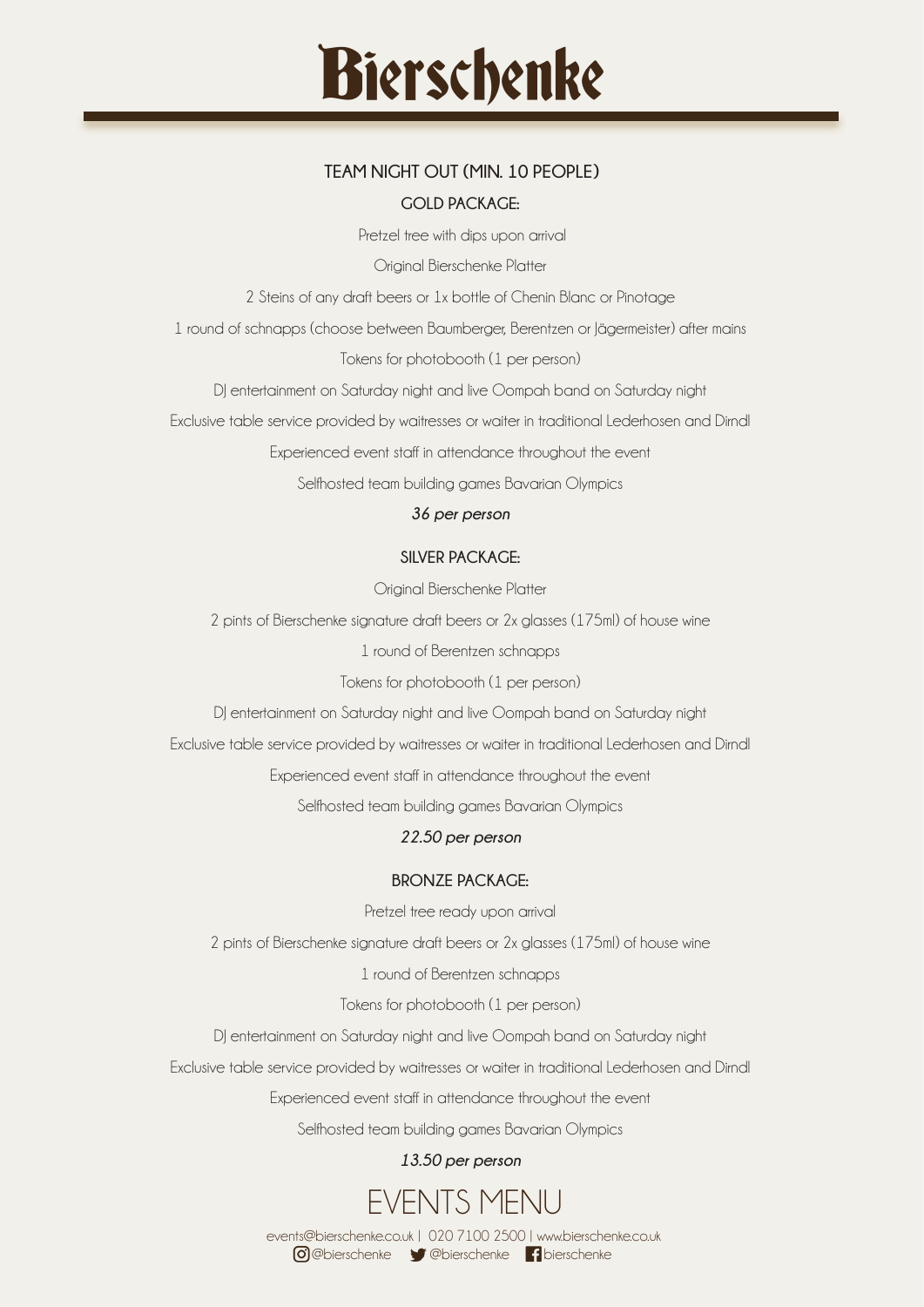# Bierschenke

## TEAM NIGHT OUT (MIN. 10 PEOPLE)

### GOLD PACKAGE:

Pretzel tree with dips upon arrival

Original Bierschenke Platter

2 Steins of any draft beers or 1x bottle of Chenin Blanc or Pinotage

1 round of schnapps (choose between Baumberger, Berentzen or Jägermeister) after mains

Tokens for photobooth (1 per person)

DJ entertainment on Saturday night and live Oompah band on Saturday night

Exclusive table service provided by waitresses or waiter in traditional Lederhosen and Dirndl

Experienced event staff in attendance throughout the event

Selfhosted team building games Bavarian Olympics

***36 per person***

### SILVER PACKAGE:

Original Bierschenke Platter

2 pints of Bierschenke signature draft beers or 2x glasses (175ml) of house wine

1 round of Berentzen schnapps

Tokens for photobooth (1 per person)

DJ entertainment on Saturday night and live Oompah band on Saturday night

Exclusive table service provided by waitresses or waiter in traditional Lederhosen and Dirndl

Experienced event staff in attendance throughout the event

Selfhosted team building games Bavarian Olympics

***22.50 per person***

### BRONZE PACKAGE:

Pretzel tree ready upon arrival

2 pints of Bierschenke signature draft beers or 2x glasses (175ml) of house wine

1 round of Berentzen schnapps

Tokens for photobooth (1 per person)

DJ entertainment on Saturday night and live Oompah band on Saturday night

Exclusive table service provided by waitresses or waiter in traditional Lederhosen and Dirndl

Experienced event staff in attendance throughout the event

Selfhosted team building games Bavarian Olympics

***13.50 per person***

## EVENTS MENU

events@bierschenke.co.uk | 020 7100 2500 | www.bierschenke.co.uk
@bierschenke @bierschenke bierschenke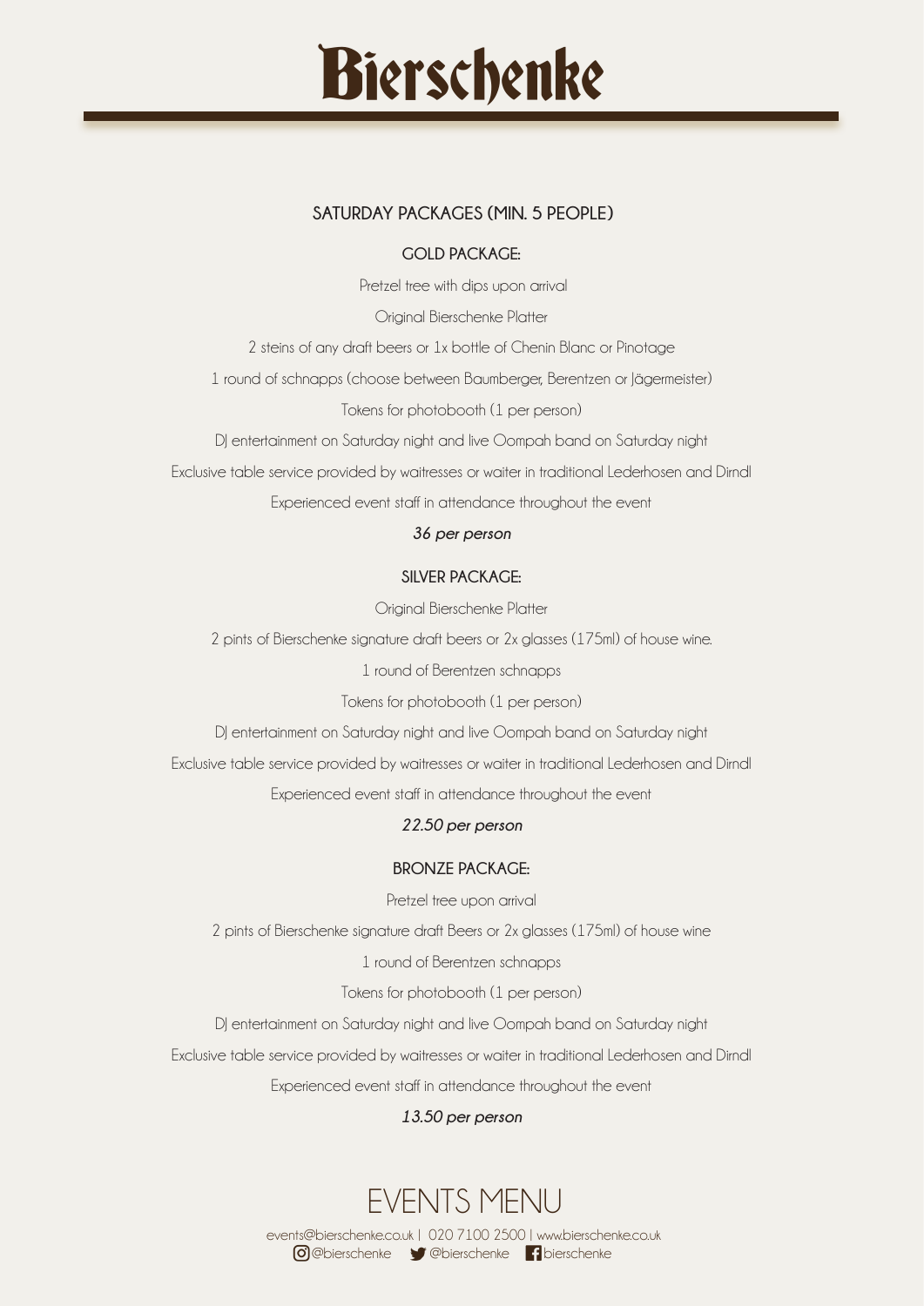# Bierschenke

## SATURDAY PACKAGES (MIN. 5 PEOPLE)

### GOLD PACKAGE:

Pretzel tree with dips upon arrival

Original Bierschenke Platter

2 steins of any draft beers or 1x bottle of Chenin Blanc or Pinotage

1 round of schnapps (choose between Baumberger, Berentzen or Jägermeister)

Tokens for photobooth (1 per person)

DJ entertainment on Saturday night and live Oompah band on Saturday night

Exclusive table service provided by waitresses or waiter in traditional Lederhosen and Dirndl

Experienced event staff in attendance throughout the event

***36 per person***

### SILVER PACKAGE:

Original Bierschenke Platter

2 pints of Bierschenke signature draft beers or 2x glasses (175ml) of house wine.

1 round of Berentzen schnapps

Tokens for photobooth (1 per person)

DJ entertainment on Saturday night and live Oompah band on Saturday night

Exclusive table service provided by waitresses or waiter in traditional Lederhosen and Dirndl

Experienced event staff in attendance throughout the event

***22.50 per person***

### BRONZE PACKAGE:

Pretzel tree upon arrival

2 pints of Bierschenke signature draft Beers or 2x glasses (175ml) of house wine

1 round of Berentzen schnapps

Tokens for photobooth (1 per person)

DJ entertainment on Saturday night and live Oompah band on Saturday night

Exclusive table service provided by waitresses or waiter in traditional Lederhosen and Dirndl

Experienced event staff in attendance throughout the event

***13.50 per person***

## EVENTS MENU

events@bierschenke.co.uk | 020 7100 2500 | www.bierschenke.co.uk

@bierschenke @bierschenke bierschenke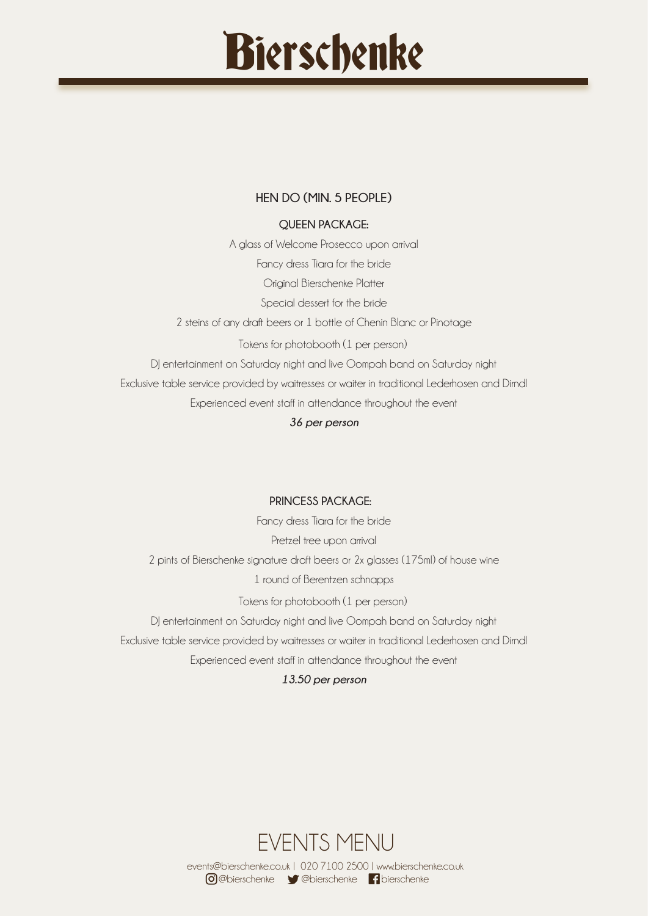# Bierschenke

## HEN DO (MIN. 5 PEOPLE)

### QUEEN PACKAGE:

A glass of Welcome Prosecco upon arrival

Fancy dress Tiara for the bride

Original Bierschenke Platter

Special dessert for the bride

2 steins of any draft beers or 1 bottle of Chenin Blanc or Pinotage

Tokens for photobooth (1 per person)

DJ entertainment on Saturday night and live Oompah band on Saturday night

Exclusive table service provided by waitresses or waiter in traditional Lederhosen and Dirndl

Experienced event staff in attendance throughout the event

***36 per person***

### PRINCESS PACKAGE:

Fancy dress Tiara for the bride

Pretzel tree upon arrival

2 pints of Bierschenke signature draft beers or 2x glasses (175ml) of house wine

1 round of Berentzen schnapps

Tokens for photobooth (1 per person)

DJ entertainment on Saturday night and live Oompah band on Saturday night

Exclusive table service provided by waitresses or waiter in traditional Lederhosen and Dirndl

Experienced event staff in attendance throughout the event

***13.50 per person***

EVENTS MENU

events@bierschenke.co.uk | 020 7100 2500 | www.bierschenke.co.uk

@bierschenke @bierschenke bierschenke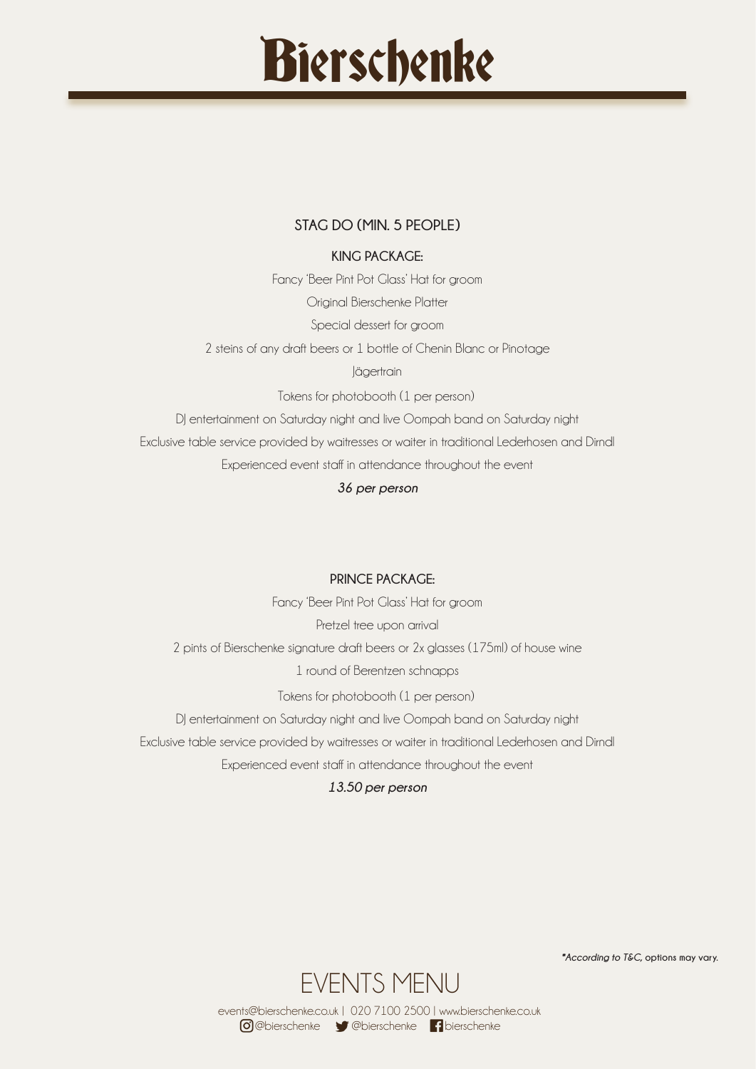# Bierschenke

## STAG DO (MIN. 5 PEOPLE)

### KING PACKAGE:

Fancy 'Beer Pint Pot Glass' Hat for groom

Original Bierschenke Platter

Special dessert for groom

2 steins of any draft beers or 1 bottle of Chenin Blanc or Pinotage

Jägertrain

Tokens for photobooth (1 per person)

DJ entertainment on Saturday night and live Oompah band on Saturday night

Exclusive table service provided by waitresses or waiter in traditional Lederhosen and Dirndl

Experienced event staff in attendance throughout the event

***36 per person***

### PRINCE PACKAGE:

Fancy 'Beer Pint Pot Glass' Hat for groom

Pretzel tree upon arrival

2 pints of Bierschenke signature draft beers or 2x glasses (175ml) of house wine

1 round of Berentzen schnapps

Tokens for photobooth (1 per person)

DJ entertainment on Saturday night and live Oompah band on Saturday night

Exclusive table service provided by waitresses or waiter in traditional Lederhosen and Dirndl

Experienced event staff in attendance throughout the event

***13.50 per person***

***According to T&C,** options may vary.*

## EVENTS MENU

events@bierschenke.co.uk | 020 7100 2500 | www.bierschenke.co.uk

@bierschenke @bierschenke bierschenke